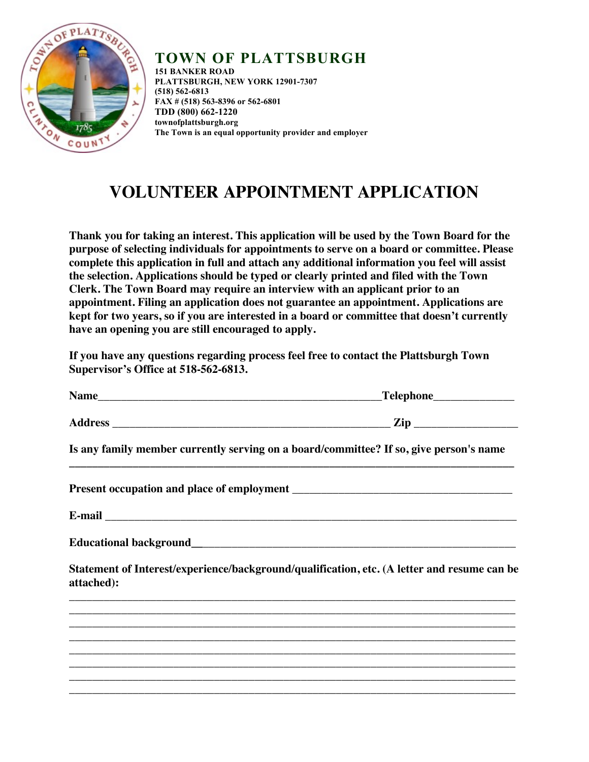# TOWN OF PLATTSBURGH

**151 BANKER ROAD**
**PLATTSBURGH, NEW YORK 12901-7307**
**(518) 562-6813**
**FAX # (518) 563-8396 or 562-6801**
**TDD (800) 662-1220**
**townofplattsburgh.org**
**The Town is an equal opportunity provider and employer**

# VOLUNTEER APPOINTMENT APPLICATION

**Thank you for taking an interest. This application will be used by the Town Board for the purpose of selecting individuals for appointments to serve on a board or committee. Please complete this application in full and attach any additional information you feel will assist the selection. Applications should be typed or clearly printed and filed with the Town Clerk. The Town Board may require an interview with an applicant prior to an appointment. Filing an application does not guarantee an appointment. Applications are kept for two years, so if you are interested in a board or committee that doesn't currently have an opening you are still encouraged to apply.**

**If you have any questions regarding process feel free to contact the Plattsburgh Town Supervisor's Office at 518-562-6813.**

**Name**___________________________________________________**Telephone**______________

**Address** __________________________________________________ **Zip** __________________

**Is any family member currently serving on a board/committee? If so, give person's name**
_______________________________________________________________________________

**Present occupation and place of employment** _______________________________________

**E-mail** __________________________________________________________________________

**Educational background**__________________________________________________________

**Statement of Interest/experience/background/qualification, etc. (A letter and resume can be attached):**
_______________________________________________________________________________
_______________________________________________________________________________
_______________________________________________________________________________
_______________________________________________________________________________
_______________________________________________________________________________
_______________________________________________________________________________
_______________________________________________________________________________
_______________________________________________________________________________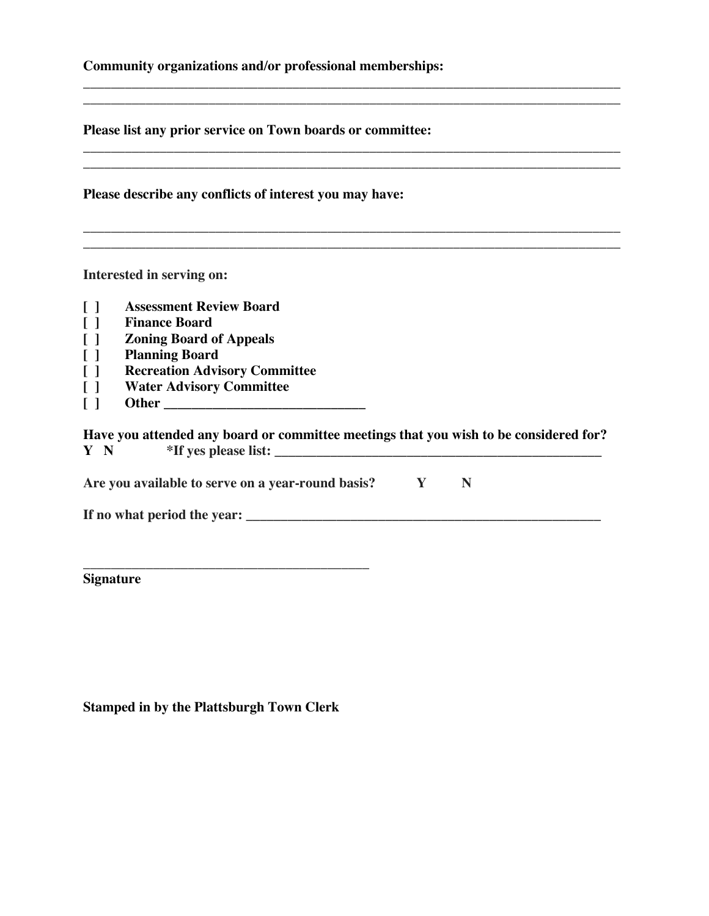**Community organizations and/or professional memberships:**

\_\_\_\_\_\_\_\_\_\_\_\_\_\_\_\_\_\_\_\_\_\_\_\_\_\_\_\_\_\_\_\_\_\_\_\_\_\_\_\_\_\_\_\_\_\_\_\_\_\_\_\_\_\_\_\_\_\_\_\_\_\_\_\_\_\_\_\_\_\_\_\_\_\_\_\_
\_\_\_\_\_\_\_\_\_\_\_\_\_\_\_\_\_\_\_\_\_\_\_\_\_\_\_\_\_\_\_\_\_\_\_\_\_\_\_\_\_\_\_\_\_\_\_\_\_\_\_\_\_\_\_\_\_\_\_\_\_\_\_\_\_\_\_\_\_\_\_\_\_\_\_\_

**Please list any prior service on Town boards or committee:**

\_\_\_\_\_\_\_\_\_\_\_\_\_\_\_\_\_\_\_\_\_\_\_\_\_\_\_\_\_\_\_\_\_\_\_\_\_\_\_\_\_\_\_\_\_\_\_\_\_\_\_\_\_\_\_\_\_\_\_\_\_\_\_\_\_\_\_\_\_\_\_\_\_\_\_\_
\_\_\_\_\_\_\_\_\_\_\_\_\_\_\_\_\_\_\_\_\_\_\_\_\_\_\_\_\_\_\_\_\_\_\_\_\_\_\_\_\_\_\_\_\_\_\_\_\_\_\_\_\_\_\_\_\_\_\_\_\_\_\_\_\_\_\_\_\_\_\_\_\_\_\_\_

**Please describe any conflicts of interest you may have:**

\_\_\_\_\_\_\_\_\_\_\_\_\_\_\_\_\_\_\_\_\_\_\_\_\_\_\_\_\_\_\_\_\_\_\_\_\_\_\_\_\_\_\_\_\_\_\_\_\_\_\_\_\_\_\_\_\_\_\_\_\_\_\_\_\_\_\_\_\_\_\_\_\_\_\_\_
\_\_\_\_\_\_\_\_\_\_\_\_\_\_\_\_\_\_\_\_\_\_\_\_\_\_\_\_\_\_\_\_\_\_\_\_\_\_\_\_\_\_\_\_\_\_\_\_\_\_\_\_\_\_\_\_\_\_\_\_\_\_\_\_\_\_\_\_\_\_\_\_\_\_\_\_

**Interested in serving on:**

- [ ] **Assessment Review Board**
- [ ] **Finance Board**
- [ ] **Zoning Board of Appeals**
- [ ] **Planning Board**
- [ ] **Recreation Advisory Committee**
- [ ] **Water Advisory Committee**
- [ ] **Other \_\_\_\_\_\_\_\_\_\_\_\_\_\_\_\_\_\_\_\_\_\_\_\_\_\_\_\_\_\_**

**Have you attended any board or committee meetings that you wish to be considered for?**
**Y N *If yes please list: \_\_\_\_\_\_\_\_\_\_\_\_\_\_\_\_\_\_\_\_\_\_\_\_\_\_\_\_\_\_\_\_\_\_\_\_\_\_\_\_\_\_\_\_\_\_\_\_\_\_**

**Are you available to serve on a year-round basis? Y N**

**If no what period the year: \_\_\_\_\_\_\_\_\_\_\_\_\_\_\_\_\_\_\_\_\_\_\_\_\_\_\_\_\_\_\_\_\_\_\_\_\_\_\_\_\_\_\_\_\_\_\_\_\_\_\_\_\_\_\_**

\_\_\_\_\_\_\_\_\_\_\_\_\_\_\_\_\_\_\_\_\_\_\_\_\_\_\_\_\_\_\_\_\_\_\_\_\_\_\_\_\_\_\_\_\_
**Signature**

**Stamped in by the Plattsburgh Town Clerk**